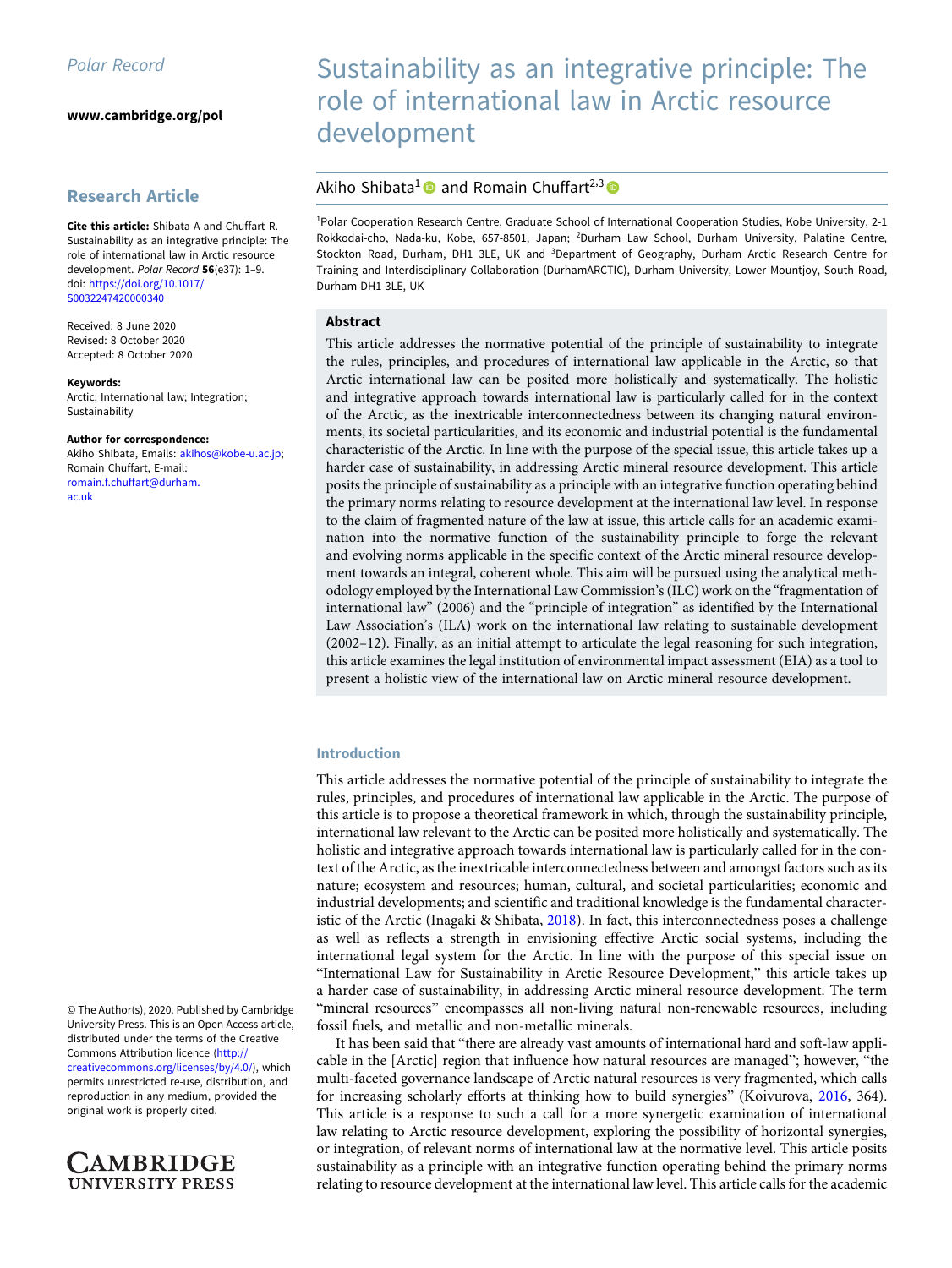Polar Record

www.cambridge.org/pol

## Research Article

**Cite this article:** Shibata A and Chuffart R. Sustainability as an integrative principle: The role of international law in Arctic resource development. *Polar Record* **56**(e37): 1–9. doi: https://doi.org/10.1017/S0032247420000340

Received: 8 June 2020
Revised: 8 October 2020
Accepted: 8 October 2020

**Keywords:**
Arctic; International law; Integration; Sustainability

**Author for correspondence:**
Akiho Shibata, Emails: akihos@kobe-u.ac.jp; Romain Chuffart, E-mail: romain.f.chuffart@durham.ac.uk

© The Author(s), 2020. Published by Cambridge University Press. This is an Open Access article, distributed under the terms of the Creative Commons Attribution licence (http://creativecommons.org/licenses/by/4.0/), which permits unrestricted re-use, distribution, and reproduction in any medium, provided the original work is properly cited.

# Sustainability as an integrative principle: The role of international law in Arctic resource development

Akiho Shibata[1] and Romain Chuffart[2,3]

[1]Polar Cooperation Research Centre, Graduate School of International Cooperation Studies, Kobe University, 2-1 Rokkodai-cho, Nada-ku, Kobe, 657-8501, Japan; [2]Durham Law School, Durham University, Palatine Centre, Stockton Road, Durham, DH1 3LE, UK and [3]Department of Geography, Durham Arctic Research Centre for Training and Interdisciplinary Collaboration (DurhamARCTIC), Durham University, Lower Mountjoy, South Road, Durham DH1 3LE, UK

## Abstract

This article addresses the normative potential of the principle of sustainability to integrate the rules, principles, and procedures of international law applicable in the Arctic, so that Arctic international law can be posited more holistically and systematically. The holistic and integrative approach towards international law is particularly called for in the context of the Arctic, as the inextricable interconnectedness between its changing natural environments, its societal particularities, and its economic and industrial potential is the fundamental characteristic of the Arctic. In line with the purpose of the special issue, this article takes up a harder case of sustainability, in addressing Arctic mineral resource development. This article posits the principle of sustainability as a principle with an integrative function operating behind the primary norms relating to resource development at the international law level. In response to the claim of fragmented nature of the law at issue, this article calls for an academic examination into the normative function of the sustainability principle to forge the relevant and evolving norms applicable in the specific context of the Arctic mineral resource development towards an integral, coherent whole. This aim will be pursued using the analytical methodology employed by the International Law Commission's (ILC) work on the "fragmentation of international law" (2006) and the "principle of integration" as identified by the International Law Association's (ILA) work on the international law relating to sustainable development (2002–12). Finally, as an initial attempt to articulate the legal reasoning for such integration, this article examines the legal institution of environmental impact assessment (EIA) as a tool to present a holistic view of the international law on Arctic mineral resource development.

## Introduction

This article addresses the normative potential of the principle of sustainability to integrate the rules, principles, and procedures of international law applicable in the Arctic. The purpose of this article is to propose a theoretical framework in which, through the sustainability principle, international law relevant to the Arctic can be posited more holistically and systematically. The holistic and integrative approach towards international law is particularly called for in the context of the Arctic, as the inextricable interconnectedness between and amongst factors such as its nature; ecosystem and resources; human, cultural, and societal particularities; economic and industrial developments; and scientific and traditional knowledge is the fundamental characteristic of the Arctic (Inagaki & Shibata, 2018). In fact, this interconnectedness poses a challenge as well as reflects a strength in envisioning effective Arctic social systems, including the international legal system for the Arctic. In line with the purpose of this special issue on "International Law for Sustainability in Arctic Resource Development," this article takes up a harder case of sustainability, in addressing Arctic mineral resource development. The term "mineral resources" encompasses all non-living natural non-renewable resources, including fossil fuels, and metallic and non-metallic minerals.

It has been said that "there are already vast amounts of international hard and soft-law applicable in the [Arctic] region that influence how natural resources are managed"; however, "the multi-faceted governance landscape of Arctic natural resources is very fragmented, which calls for increasing scholarly efforts at thinking how to build synergies" (Koivurova, 2016, 364). This article is a response to such a call for a more synergetic examination of international law relating to Arctic resource development, exploring the possibility of horizontal synergies, or integration, of relevant norms of international law at the normative level. This article posits sustainability as a principle with an integrative function operating behind the primary norms relating to resource development at the international law level. This article calls for the academic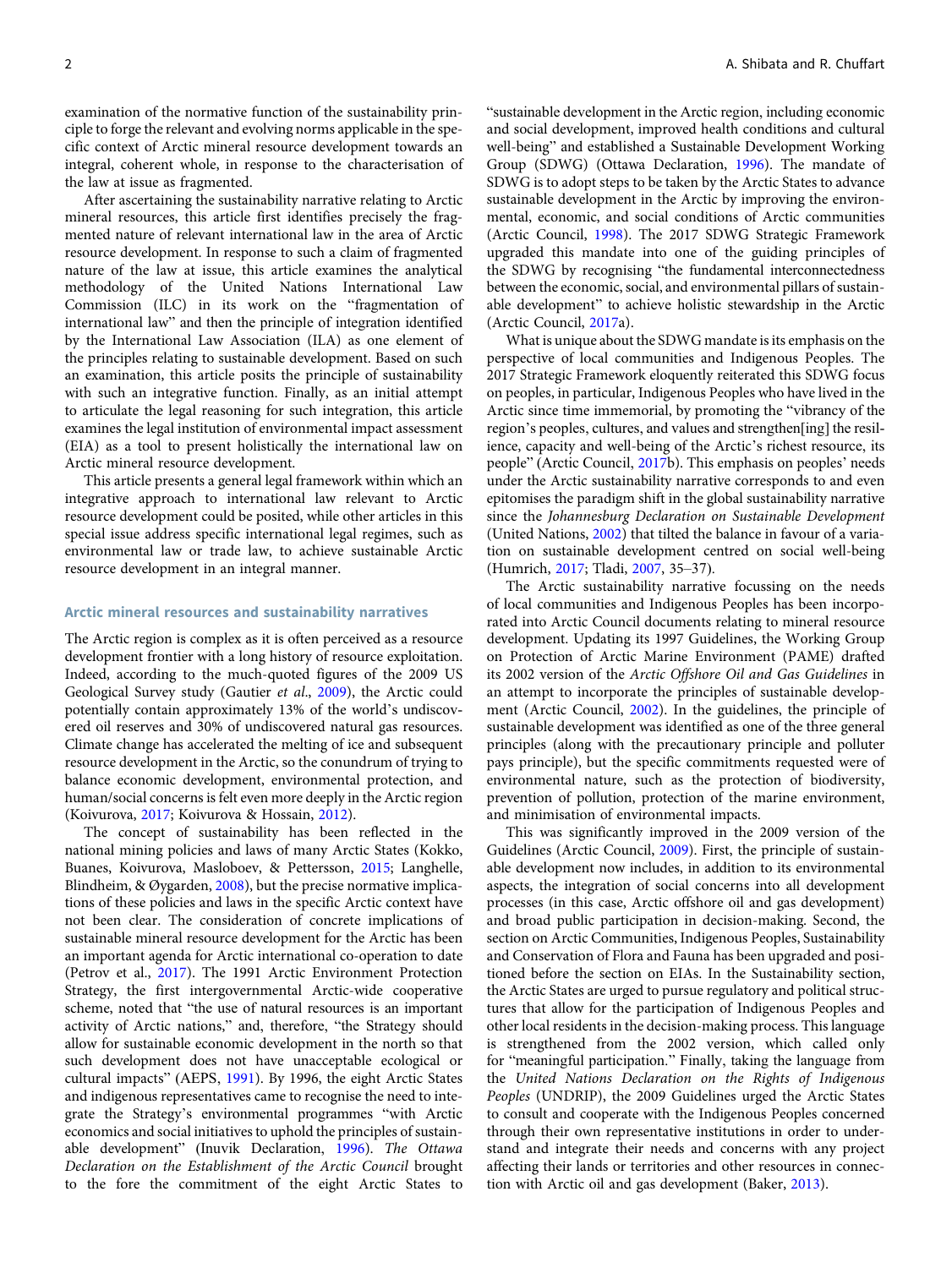examination of the normative function of the sustainability principle to forge the relevant and evolving norms applicable in the specific context of Arctic mineral resource development towards an integral, coherent whole, in response to the characterisation of the law at issue as fragmented.

After ascertaining the sustainability narrative relating to Arctic mineral resources, this article first identifies precisely the fragmented nature of relevant international law in the area of Arctic resource development. In response to such a claim of fragmented nature of the law at issue, this article examines the analytical methodology of the United Nations International Law Commission (ILC) in its work on the "fragmentation of international law" and then the principle of integration identified by the International Law Association (ILA) as one element of the principles relating to sustainable development. Based on such an examination, this article posits the principle of sustainability with such an integrative function. Finally, as an initial attempt to articulate the legal reasoning for such integration, this article examines the legal institution of environmental impact assessment (EIA) as a tool to present holistically the international law on Arctic mineral resource development.

This article presents a general legal framework within which an integrative approach to international law relevant to Arctic resource development could be posited, while other articles in this special issue address specific international legal regimes, such as environmental law or trade law, to achieve sustainable Arctic resource development in an integral manner.

## Arctic mineral resources and sustainability narratives

The Arctic region is complex as it is often perceived as a resource development frontier with a long history of resource exploitation. Indeed, according to the much-quoted figures of the 2009 US Geological Survey study (Gautier *et al*., 2009), the Arctic could potentially contain approximately 13% of the world's undiscovered oil reserves and 30% of undiscovered natural gas resources. Climate change has accelerated the melting of ice and subsequent resource development in the Arctic, so the conundrum of trying to balance economic development, environmental protection, and human/social concerns is felt even more deeply in the Arctic region (Koivurova, 2017; Koivurova & Hossain, 2012).

The concept of sustainability has been reflected in the national mining policies and laws of many Arctic States (Kokko, Buanes, Koivurova, Masloboev, & Pettersson, 2015; Langhelle, Blindheim, & Øygarden, 2008), but the precise normative implications of these policies and laws in the specific Arctic context have not been clear. The consideration of concrete implications of sustainable mineral resource development for the Arctic has been an important agenda for Arctic international co-operation to date (Petrov et al., 2017). The 1991 Arctic Environment Protection Strategy, the first intergovernmental Arctic-wide cooperative scheme, noted that "the use of natural resources is an important activity of Arctic nations," and, therefore, "the Strategy should allow for sustainable economic development in the north so that such development does not have unacceptable ecological or cultural impacts" (AEPS, 1991). By 1996, the eight Arctic States and indigenous representatives came to recognise the need to integrate the Strategy's environmental programmes "with Arctic economics and social initiatives to uphold the principles of sustainable development" (Inuvik Declaration, 1996). *The Ottawa Declaration on the Establishment of the Arctic Council* brought to the fore the commitment of the eight Arctic States to "sustainable development in the Arctic region, including economic and social development, improved health conditions and cultural well-being" and established a Sustainable Development Working Group (SDWG) (Ottawa Declaration, 1996). The mandate of SDWG is to adopt steps to be taken by the Arctic States to advance sustainable development in the Arctic by improving the environmental, economic, and social conditions of Arctic communities (Arctic Council, 1998). The 2017 SDWG Strategic Framework upgraded this mandate into one of the guiding principles of the SDWG by recognising "the fundamental interconnectedness between the economic, social, and environmental pillars of sustainable development" to achieve holistic stewardship in the Arctic (Arctic Council, 2017a).

What is unique about the SDWG mandate is its emphasis on the perspective of local communities and Indigenous Peoples. The 2017 Strategic Framework eloquently reiterated this SDWG focus on peoples, in particular, Indigenous Peoples who have lived in the Arctic since time immemorial, by promoting the "vibrancy of the region's peoples, cultures, and values and strengthen[ing] the resilience, capacity and well-being of the Arctic's richest resource, its people" (Arctic Council, 2017b). This emphasis on peoples' needs under the Arctic sustainability narrative corresponds to and even epitomises the paradigm shift in the global sustainability narrative since the *Johannesburg Declaration on Sustainable Development* (United Nations, 2002) that tilted the balance in favour of a variation on sustainable development centred on social well-being (Humrich, 2017; Tladi, 2007, 35–37).

The Arctic sustainability narrative focussing on the needs of local communities and Indigenous Peoples has been incorporated into Arctic Council documents relating to mineral resource development. Updating its 1997 Guidelines, the Working Group on Protection of Arctic Marine Environment (PAME) drafted its 2002 version of the *Arctic Offshore Oil and Gas Guidelines* in an attempt to incorporate the principles of sustainable development (Arctic Council, 2002). In the guidelines, the principle of sustainable development was identified as one of the three general principles (along with the precautionary principle and polluter pays principle), but the specific commitments requested were of environmental nature, such as the protection of biodiversity, prevention of pollution, protection of the marine environment, and minimisation of environmental impacts.

This was significantly improved in the 2009 version of the Guidelines (Arctic Council, 2009). First, the principle of sustainable development now includes, in addition to its environmental aspects, the integration of social concerns into all development processes (in this case, Arctic offshore oil and gas development) and broad public participation in decision-making. Second, the section on Arctic Communities, Indigenous Peoples, Sustainability and Conservation of Flora and Fauna has been upgraded and positioned before the section on EIAs. In the Sustainability section, the Arctic States are urged to pursue regulatory and political structures that allow for the participation of Indigenous Peoples and other local residents in the decision-making process. This language is strengthened from the 2002 version, which called only for "meaningful participation." Finally, taking the language from the *United Nations Declaration on the Rights of Indigenous Peoples* (UNDRIP), the 2009 Guidelines urged the Arctic States to consult and cooperate with the Indigenous Peoples concerned through their own representative institutions in order to understand and integrate their needs and concerns with any project affecting their lands or territories and other resources in connection with Arctic oil and gas development (Baker, 2013).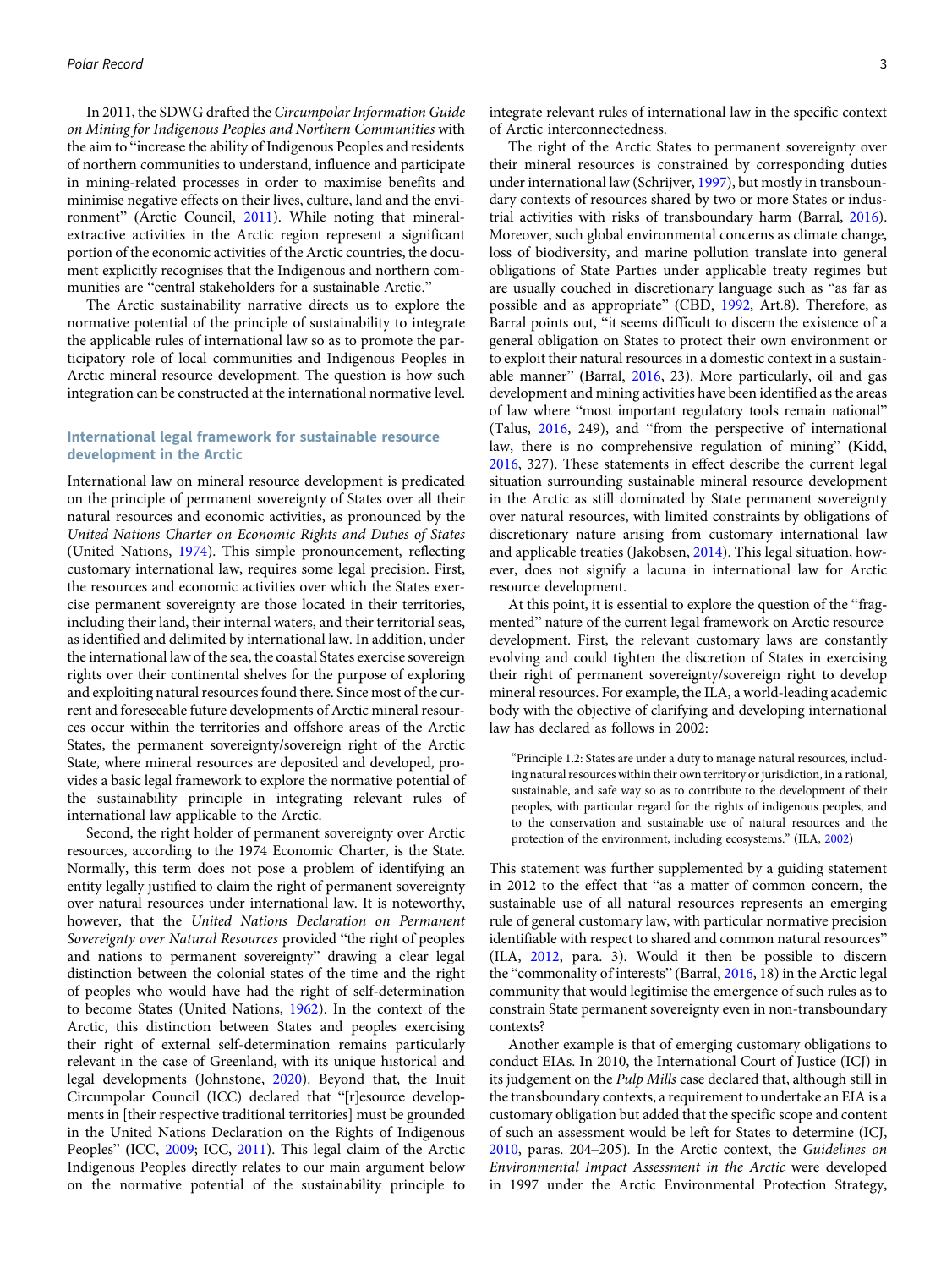In 2011, the SDWG drafted the *Circumpolar Information Guide on Mining for Indigenous Peoples and Northern Communities* with the aim to "increase the ability of Indigenous Peoples and residents of northern communities to understand, influence and participate in mining-related processes in order to maximise benefits and minimise negative effects on their lives, culture, land and the environment" (Arctic Council, 2011). While noting that mineral-extractive activities in the Arctic region represent a significant portion of the economic activities of the Arctic countries, the document explicitly recognises that the Indigenous and northern communities are "central stakeholders for a sustainable Arctic."

The Arctic sustainability narrative directs us to explore the normative potential of the principle of sustainability to integrate the applicable rules of international law so as to promote the participatory role of local communities and Indigenous Peoples in Arctic mineral resource development. The question is how such integration can be constructed at the international normative level.

## International legal framework for sustainable resource development in the Arctic

International law on mineral resource development is predicated on the principle of permanent sovereignty of States over all their natural resources and economic activities, as pronounced by the *United Nations Charter on Economic Rights and Duties of States* (United Nations, 1974). This simple pronouncement, reflecting customary international law, requires some legal precision. First, the resources and economic activities over which the States exercise permanent sovereignty are those located in their territories, including their land, their internal waters, and their territorial seas, as identified and delimited by international law. In addition, under the international law of the sea, the coastal States exercise sovereign rights over their continental shelves for the purpose of exploring and exploiting natural resources found there. Since most of the current and foreseeable future developments of Arctic mineral resources occur within the territories and offshore areas of the Arctic States, the permanent sovereignty/sovereign right of the Arctic State, where mineral resources are deposited and developed, provides a basic legal framework to explore the normative potential of the sustainability principle in integrating relevant rules of international law applicable to the Arctic.

Second, the right holder of permanent sovereignty over Arctic resources, according to the 1974 Economic Charter, is the State. Normally, this term does not pose a problem of identifying an entity legally justified to claim the right of permanent sovereignty over natural resources under international law. It is noteworthy, however, that the *United Nations Declaration on Permanent Sovereignty over Natural Resources* provided "the right of peoples and nations to permanent sovereignty" drawing a clear legal distinction between the colonial states of the time and the right of peoples who would have had the right of self-determination to become States (United Nations, 1962). In the context of the Arctic, this distinction between States and peoples exercising their right of external self-determination remains particularly relevant in the case of Greenland, with its unique historical and legal developments (Johnstone, 2020). Beyond that, the Inuit Circumpolar Council (ICC) declared that "[r]esource developments in [their respective traditional territories] must be grounded in the United Nations Declaration on the Rights of Indigenous Peoples" (ICC, 2009; ICC, 2011). This legal claim of the Arctic Indigenous Peoples directly relates to our main argument below on the normative potential of the sustainability principle to integrate relevant rules of international law in the specific context of Arctic interconnectedness.

The right of the Arctic States to permanent sovereignty over their mineral resources is constrained by corresponding duties under international law (Schrijver, 1997), but mostly in transboundary contexts of resources shared by two or more States or industrial activities with risks of transboundary harm (Barral, 2016). Moreover, such global environmental concerns as climate change, loss of biodiversity, and marine pollution translate into general obligations of State Parties under applicable treaty regimes but are usually couched in discretionary language such as "as far as possible and as appropriate" (CBD, 1992, Art.8). Therefore, as Barral points out, "it seems difficult to discern the existence of a general obligation on States to protect their own environment or to exploit their natural resources in a domestic context in a sustainable manner" (Barral, 2016, 23). More particularly, oil and gas development and mining activities have been identified as the areas of law where "most important regulatory tools remain national" (Talus, 2016, 249), and "from the perspective of international law, there is no comprehensive regulation of mining" (Kidd, 2016, 327). These statements in effect describe the current legal situation surrounding sustainable mineral resource development in the Arctic as still dominated by State permanent sovereignty over natural resources, with limited constraints by obligations of discretionary nature arising from customary international law and applicable treaties (Jakobsen, 2014). This legal situation, however, does not signify a lacuna in international law for Arctic resource development.

At this point, it is essential to explore the question of the "fragmented" nature of the current legal framework on Arctic resource development. First, the relevant customary laws are constantly evolving and could tighten the discretion of States in exercising their right of permanent sovereignty/sovereign right to develop mineral resources. For example, the ILA, a world-leading academic body with the objective of clarifying and developing international law has declared as follows in 2002:

> "Principle 1.2: States are under a duty to manage natural resources, including natural resources within their own territory or jurisdiction, in a rational, sustainable, and safe way so as to contribute to the development of their peoples, with particular regard for the rights of indigenous peoples, and to the conservation and sustainable use of natural resources and the protection of the environment, including ecosystems." (ILA, 2002)

This statement was further supplemented by a guiding statement in 2012 to the effect that "as a matter of common concern, the sustainable use of all natural resources represents an emerging rule of general customary law, with particular normative precision identifiable with respect to shared and common natural resources" (ILA, 2012, para. 3). Would it then be possible to discern the "commonality of interests" (Barral, 2016, 18) in the Arctic legal community that would legitimise the emergence of such rules as to constrain State permanent sovereignty even in non-transboundary contexts?

Another example is that of emerging customary obligations to conduct EIAs. In 2010, the International Court of Justice (ICJ) in its judgement on the *Pulp Mills* case declared that, although still in the transboundary contexts, a requirement to undertake an EIA is a customary obligation but added that the specific scope and content of such an assessment would be left for States to determine (ICJ, 2010, paras. 204–205). In the Arctic context, the *Guidelines on Environmental Impact Assessment in the Arctic* were developed in 1997 under the Arctic Environmental Protection Strategy,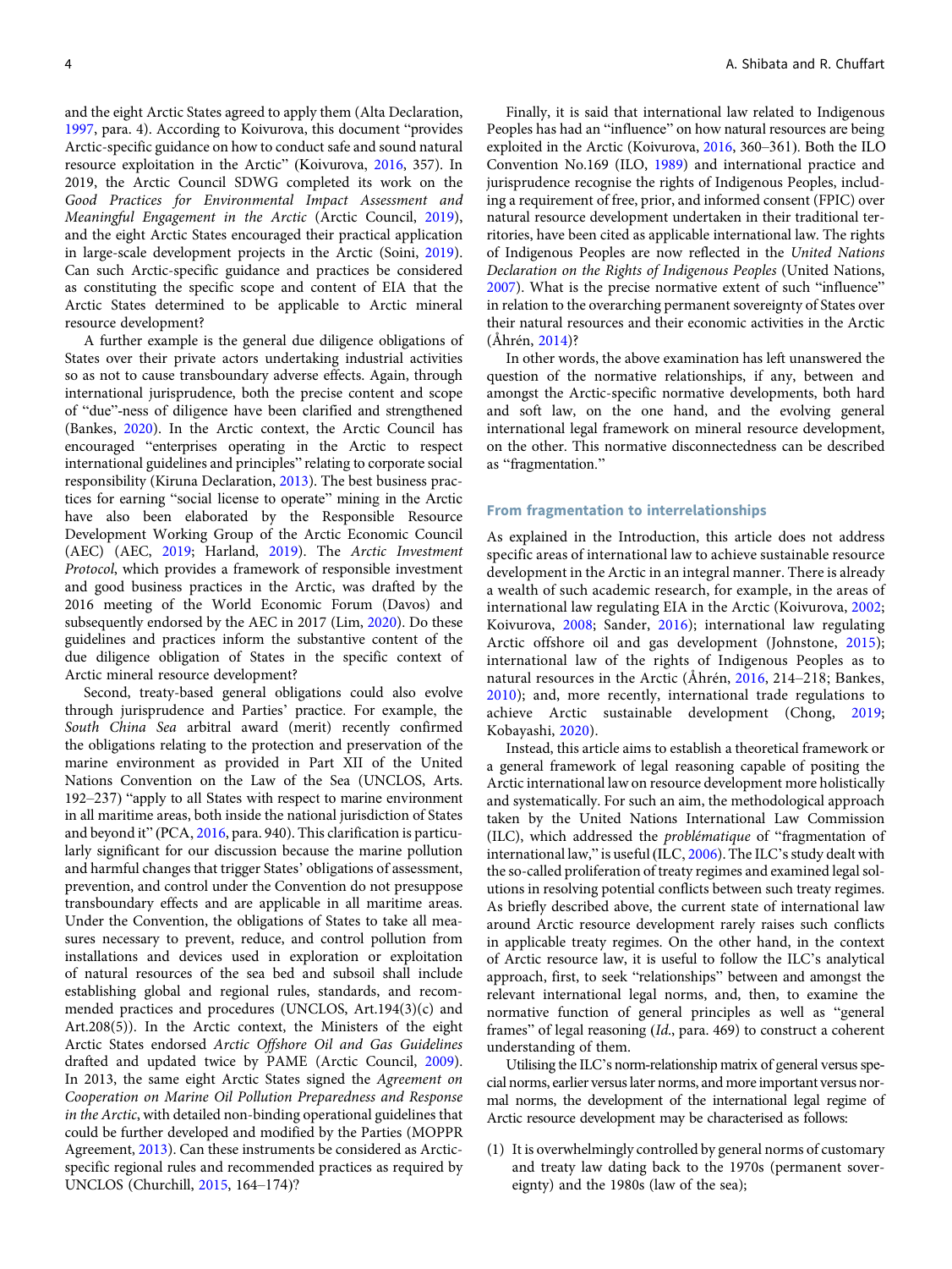and the eight Arctic States agreed to apply them (Alta Declaration, 1997, para. 4). According to Koivurova, this document "provides Arctic-specific guidance on how to conduct safe and sound natural resource exploitation in the Arctic" (Koivurova, 2016, 357). In 2019, the Arctic Council SDWG completed its work on the *Good Practices for Environmental Impact Assessment and Meaningful Engagement in the Arctic* (Arctic Council, 2019), and the eight Arctic States encouraged their practical application in large-scale development projects in the Arctic (Soini, 2019). Can such Arctic-specific guidance and practices be considered as constituting the specific scope and content of EIA that the Arctic States determined to be applicable to Arctic mineral resource development?

A further example is the general due diligence obligations of States over their private actors undertaking industrial activities so as not to cause transboundary adverse effects. Again, through international jurisprudence, both the precise content and scope of "due"-ness of diligence have been clarified and strengthened (Bankes, 2020). In the Arctic context, the Arctic Council has encouraged "enterprises operating in the Arctic to respect international guidelines and principles" relating to corporate social responsibility (Kiruna Declaration, 2013). The best business practices for earning "social license to operate" mining in the Arctic have also been elaborated by the Responsible Resource Development Working Group of the Arctic Economic Council (AEC) (AEC, 2019; Harland, 2019). The *Arctic Investment Protocol*, which provides a framework of responsible investment and good business practices in the Arctic, was drafted by the 2016 meeting of the World Economic Forum (Davos) and subsequently endorsed by the AEC in 2017 (Lim, 2020). Do these guidelines and practices inform the substantive content of the due diligence obligation of States in the specific context of Arctic mineral resource development?

Second, treaty-based general obligations could also evolve through jurisprudence and Parties' practice. For example, the *South China Sea* arbitral award (merit) recently confirmed the obligations relating to the protection and preservation of the marine environment as provided in Part XII of the United Nations Convention on the Law of the Sea (UNCLOS, Arts. 192–237) "apply to all States with respect to marine environment in all maritime areas, both inside the national jurisdiction of States and beyond it" (PCA, 2016, para. 940). This clarification is particularly significant for our discussion because the marine pollution and harmful changes that trigger States' obligations of assessment, prevention, and control under the Convention do not presuppose transboundary effects and are applicable in all maritime areas. Under the Convention, the obligations of States to take all measures necessary to prevent, reduce, and control pollution from installations and devices used in exploration or exploitation of natural resources of the sea bed and subsoil shall include establishing global and regional rules, standards, and recommended practices and procedures (UNCLOS, Art.194(3)(c) and Art.208(5)). In the Arctic context, the Ministers of the eight Arctic States endorsed *Arctic Offshore Oil and Gas Guidelines* drafted and updated twice by PAME (Arctic Council, 2009). In 2013, the same eight Arctic States signed the *Agreement on Cooperation on Marine Oil Pollution Preparedness and Response in the Arctic*, with detailed non-binding operational guidelines that could be further developed and modified by the Parties (MOPPR Agreement, 2013). Can these instruments be considered as Arctic-specific regional rules and recommended practices as required by UNCLOS (Churchill, 2015, 164–174)?

Finally, it is said that international law related to Indigenous Peoples has had an "influence" on how natural resources are being exploited in the Arctic (Koivurova, 2016, 360–361). Both the ILO Convention No.169 (ILO, 1989) and international practice and jurisprudence recognise the rights of Indigenous Peoples, including a requirement of free, prior, and informed consent (FPIC) over natural resource development undertaken in their traditional territories, have been cited as applicable international law. The rights of Indigenous Peoples are now reflected in the *United Nations Declaration on the Rights of Indigenous Peoples* (United Nations, 2007). What is the precise normative extent of such "influence" in relation to the overarching permanent sovereignty of States over their natural resources and their economic activities in the Arctic (Åhrén, 2014)?

In other words, the above examination has left unanswered the question of the normative relationships, if any, between and amongst the Arctic-specific normative developments, both hard and soft law, on the one hand, and the evolving general international legal framework on mineral resource development, on the other. This normative disconnectedness can be described as "fragmentation."

## From fragmentation to interrelationships

As explained in the Introduction, this article does not address specific areas of international law to achieve sustainable resource development in the Arctic in an integral manner. There is already a wealth of such academic research, for example, in the areas of international law regulating EIA in the Arctic (Koivurova, 2002; Koivurova, 2008; Sander, 2016); international law regulating Arctic offshore oil and gas development (Johnstone, 2015); international law of the rights of Indigenous Peoples as to natural resources in the Arctic (Åhrén, 2016, 214–218; Bankes, 2010); and, more recently, international trade regulations to achieve Arctic sustainable development (Chong, 2019; Kobayashi, 2020).

Instead, this article aims to establish a theoretical framework or a general framework of legal reasoning capable of positing the Arctic international law on resource development more holistically and systematically. For such an aim, the methodological approach taken by the United Nations International Law Commission (ILC), which addressed the *problématique* of "fragmentation of international law," is useful (ILC, 2006). The ILC's study dealt with the so-called proliferation of treaty regimes and examined legal solutions in resolving potential conflicts between such treaty regimes. As briefly described above, the current state of international law around Arctic resource development rarely raises such conflicts in applicable treaty regimes. On the other hand, in the context of Arctic resource law, it is useful to follow the ILC's analytical approach, first, to seek "relationships" between and amongst the relevant international legal norms, and, then, to examine the normative function of general principles as well as "general frames" of legal reasoning (*Id.*, para. 469) to construct a coherent understanding of them.

Utilising the ILC's norm-relationship matrix of general versus special norms, earlier versus later norms, and more important versus normal norms, the development of the international legal regime of Arctic resource development may be characterised as follows:

(1) It is overwhelmingly controlled by general norms of customary and treaty law dating back to the 1970s (permanent sovereignty) and the 1980s (law of the sea);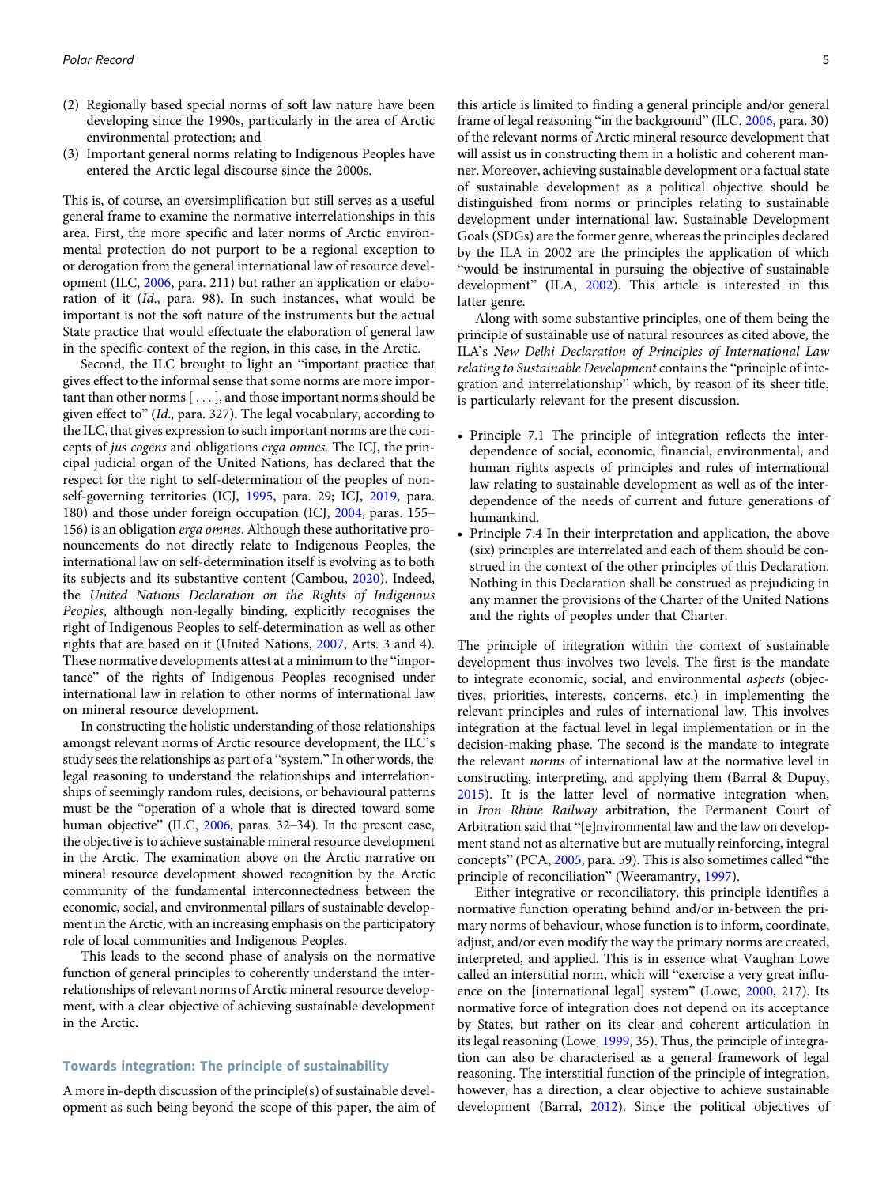(2) Regionally based special norms of soft law nature have been developing since the 1990s, particularly in the area of Arctic environmental protection; and
(3) Important general norms relating to Indigenous Peoples have entered the Arctic legal discourse since the 2000s.

This is, of course, an oversimplification but still serves as a useful general frame to examine the normative interrelationships in this area. First, the more specific and later norms of Arctic environmental protection do not purport to be a regional exception to or derogation from the general international law of resource development (ILC, 2006, para. 211) but rather an application or elaboration of it (*Id*., para. 98). In such instances, what would be important is not the soft nature of the instruments but the actual State practice that would effectuate the elaboration of general law in the specific context of the region, in this case, in the Arctic.

Second, the ILC brought to light an "important practice that gives effect to the informal sense that some norms are more important than other norms [ . . . ], and those important norms should be given effect to" (*Id*., para. 327). The legal vocabulary, according to the ILC, that gives expression to such important norms are the concepts of *jus cogens* and obligations *erga omnes*. The ICJ, the principal judicial organ of the United Nations, has declared that the respect for the right to self-determination of the peoples of non-self-governing territories (ICJ, 1995, para. 29; ICJ, 2019, para. 180) and those under foreign occupation (ICJ, 2004, paras. 155–156) is an obligation *erga omnes*. Although these authoritative pronouncements do not directly relate to Indigenous Peoples, the international law on self-determination itself is evolving as to both its subjects and its substantive content (Cambou, 2020). Indeed, the *United Nations Declaration on the Rights of Indigenous Peoples*, although non-legally binding, explicitly recognises the right of Indigenous Peoples to self-determination as well as other rights that are based on it (United Nations, 2007, Arts. 3 and 4). These normative developments attest at a minimum to the "importance" of the rights of Indigenous Peoples recognised under international law in relation to other norms of international law on mineral resource development.

In constructing the holistic understanding of those relationships amongst relevant norms of Arctic resource development, the ILC's study sees the relationships as part of a "system." In other words, the legal reasoning to understand the relationships and interrelationships of seemingly random rules, decisions, or behavioural patterns must be the "operation of a whole that is directed toward some human objective" (ILC, 2006, paras. 32–34). In the present case, the objective is to achieve sustainable mineral resource development in the Arctic. The examination above on the Arctic narrative on mineral resource development showed recognition by the Arctic community of the fundamental interconnectedness between the economic, social, and environmental pillars of sustainable development in the Arctic, with an increasing emphasis on the participatory role of local communities and Indigenous Peoples.

This leads to the second phase of analysis on the normative function of general principles to coherently understand the interrelationships of relevant norms of Arctic mineral resource development, with a clear objective of achieving sustainable development in the Arctic.

## Towards integration: The principle of sustainability

A more in-depth discussion of the principle(s) of sustainable development as such being beyond the scope of this paper, the aim of this article is limited to finding a general principle and/or general frame of legal reasoning "in the background" (ILC, 2006, para. 30) of the relevant norms of Arctic mineral resource development that will assist us in constructing them in a holistic and coherent manner. Moreover, achieving sustainable development or a factual state of sustainable development as a political objective should be distinguished from norms or principles relating to sustainable development under international law. Sustainable Development Goals (SDGs) are the former genre, whereas the principles declared by the ILA in 2002 are the principles the application of which "would be instrumental in pursuing the objective of sustainable development" (ILA, 2002). This article is interested in this latter genre.

Along with some substantive principles, one of them being the principle of sustainable use of natural resources as cited above, the ILA's *New Delhi Declaration of Principles of International Law relating to Sustainable Development* contains the "principle of integration and interrelationship" which, by reason of its sheer title, is particularly relevant for the present discussion.

- Principle 7.1 The principle of integration reflects the interdependence of social, economic, financial, environmental, and human rights aspects of principles and rules of international law relating to sustainable development as well as of the interdependence of the needs of current and future generations of humankind.
- Principle 7.4 In their interpretation and application, the above (six) principles are interrelated and each of them should be construed in the context of the other principles of this Declaration. Nothing in this Declaration shall be construed as prejudicing in any manner the provisions of the Charter of the United Nations and the rights of peoples under that Charter.

The principle of integration within the context of sustainable development thus involves two levels. The first is the mandate to integrate economic, social, and environmental *aspects* (objectives, priorities, interests, concerns, etc.) in implementing the relevant principles and rules of international law. This involves integration at the factual level in legal implementation or in the decision-making phase. The second is the mandate to integrate the relevant *norms* of international law at the normative level in constructing, interpreting, and applying them (Barral & Dupuy, 2015). It is the latter level of normative integration when, in *Iron Rhine Railway* arbitration, the Permanent Court of Arbitration said that "[e]nvironmental law and the law on development stand not as alternative but are mutually reinforcing, integral concepts" (PCA, 2005, para. 59). This is also sometimes called "the principle of reconciliation" (Weeramantry, 1997).

Either integrative or reconciliatory, this principle identifies a normative function operating behind and/or in-between the primary norms of behaviour, whose function is to inform, coordinate, adjust, and/or even modify the way the primary norms are created, interpreted, and applied. This is in essence what Vaughan Lowe called an interstitial norm, which will "exercise a very great influence on the [international legal] system" (Lowe, 2000, 217). Its normative force of integration does not depend on its acceptance by States, but rather on its clear and coherent articulation in its legal reasoning (Lowe, 1999, 35). Thus, the principle of integration can also be characterised as a general framework of legal reasoning. The interstitial function of the principle of integration, however, has a direction, a clear objective to achieve sustainable development (Barral, 2012). Since the political objectives of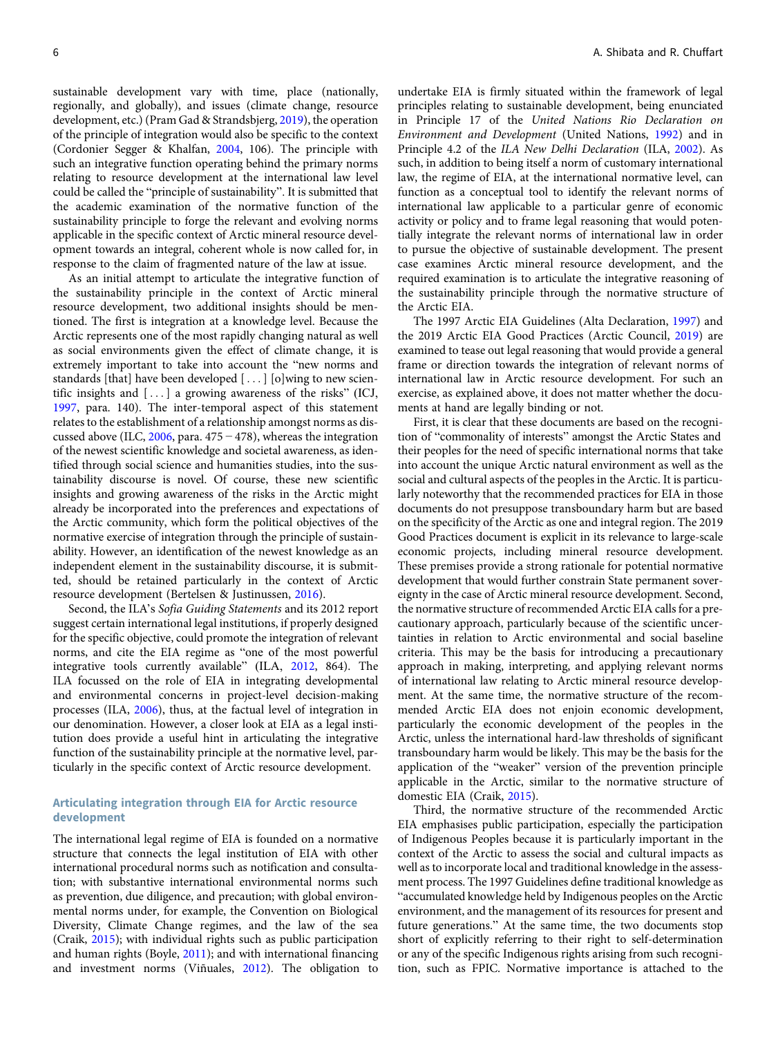sustainable development vary with time, place (nationally, regionally, and globally), and issues (climate change, resource development, etc.) (Pram Gad & Strandsbjerg, 2019), the operation of the principle of integration would also be specific to the context (Cordonier Segger & Khalfan, 2004, 106). The principle with such an integrative function operating behind the primary norms relating to resource development at the international law level could be called the "principle of sustainability". It is submitted that the academic examination of the normative function of the sustainability principle to forge the relevant and evolving norms applicable in the specific context of Arctic mineral resource development towards an integral, coherent whole is now called for, in response to the claim of fragmented nature of the law at issue.

As an initial attempt to articulate the integrative function of the sustainability principle in the context of Arctic mineral resource development, two additional insights should be mentioned. The first is integration at a knowledge level. Because the Arctic represents one of the most rapidly changing natural as well as social environments given the effect of climate change, it is extremely important to take into account the "new norms and standards [that] have been developed [ . . . ] [o]wing to new scientific insights and [ . . . ] a growing awareness of the risks" (ICJ, 1997, para. 140). The inter-temporal aspect of this statement relates to the establishment of a relationship amongst norms as discussed above (ILC, 2006, para. 475 − 478), whereas the integration of the newest scientific knowledge and societal awareness, as identified through social science and humanities studies, into the sustainability discourse is novel. Of course, these new scientific insights and growing awareness of the risks in the Arctic might already be incorporated into the preferences and expectations of the Arctic community, which form the political objectives of the normative exercise of integration through the principle of sustainability. However, an identification of the newest knowledge as an independent element in the sustainability discourse, it is submitted, should be retained particularly in the context of Arctic resource development (Bertelsen & Justinussen, 2016).

Second, the ILA's *Sofia Guiding Statements* and its 2012 report suggest certain international legal institutions, if properly designed for the specific objective, could promote the integration of relevant norms, and cite the EIA regime as "one of the most powerful integrative tools currently available" (ILA, 2012, 864). The ILA focussed on the role of EIA in integrating developmental and environmental concerns in project-level decision-making processes (ILA, 2006), thus, at the factual level of integration in our denomination. However, a closer look at EIA as a legal institution does provide a useful hint in articulating the integrative function of the sustainability principle at the normative level, particularly in the specific context of Arctic resource development.

## Articulating integration through EIA for Arctic resource development

The international legal regime of EIA is founded on a normative structure that connects the legal institution of EIA with other international procedural norms such as notification and consultation; with substantive international environmental norms such as prevention, due diligence, and precaution; with global environmental norms under, for example, the Convention on Biological Diversity, Climate Change regimes, and the law of the sea (Craik, 2015); with individual rights such as public participation and human rights (Boyle, 2011); and with international financing and investment norms (Viñuales, 2012). The obligation to undertake EIA is firmly situated within the framework of legal principles relating to sustainable development, being enunciated in Principle 17 of the *United Nations Rio Declaration on Environment and Development* (United Nations, 1992) and in Principle 4.2 of the *ILA New Delhi Declaration* (ILA, 2002). As such, in addition to being itself a norm of customary international law, the regime of EIA, at the international normative level, can function as a conceptual tool to identify the relevant norms of international law applicable to a particular genre of economic activity or policy and to frame legal reasoning that would potentially integrate the relevant norms of international law in order to pursue the objective of sustainable development. The present case examines Arctic mineral resource development, and the required examination is to articulate the integrative reasoning of the sustainability principle through the normative structure of the Arctic EIA.

The 1997 Arctic EIA Guidelines (Alta Declaration, 1997) and the 2019 Arctic EIA Good Practices (Arctic Council, 2019) are examined to tease out legal reasoning that would provide a general frame or direction towards the integration of relevant norms of international law in Arctic resource development. For such an exercise, as explained above, it does not matter whether the documents at hand are legally binding or not.

First, it is clear that these documents are based on the recognition of "commonality of interests" amongst the Arctic States and their peoples for the need of specific international norms that take into account the unique Arctic natural environment as well as the social and cultural aspects of the peoples in the Arctic. It is particularly noteworthy that the recommended practices for EIA in those documents do not presuppose transboundary harm but are based on the specificity of the Arctic as one and integral region. The 2019 Good Practices document is explicit in its relevance to large-scale economic projects, including mineral resource development. These premises provide a strong rationale for potential normative development that would further constrain State permanent sovereignty in the case of Arctic mineral resource development. Second, the normative structure of recommended Arctic EIA calls for a precautionary approach, particularly because of the scientific uncertainties in relation to Arctic environmental and social baseline criteria. This may be the basis for introducing a precautionary approach in making, interpreting, and applying relevant norms of international law relating to Arctic mineral resource development. At the same time, the normative structure of the recommended Arctic EIA does not enjoin economic development, particularly the economic development of the peoples in the Arctic, unless the international hard-law thresholds of significant transboundary harm would be likely. This may be the basis for the application of the "weaker" version of the prevention principle applicable in the Arctic, similar to the normative structure of domestic EIA (Craik, 2015).

Third, the normative structure of the recommended Arctic EIA emphasises public participation, especially the participation of Indigenous Peoples because it is particularly important in the context of the Arctic to assess the social and cultural impacts as well as to incorporate local and traditional knowledge in the assessment process. The 1997 Guidelines define traditional knowledge as "accumulated knowledge held by Indigenous peoples on the Arctic environment, and the management of its resources for present and future generations." At the same time, the two documents stop short of explicitly referring to their right to self-determination or any of the specific Indigenous rights arising from such recognition, such as FPIC. Normative importance is attached to the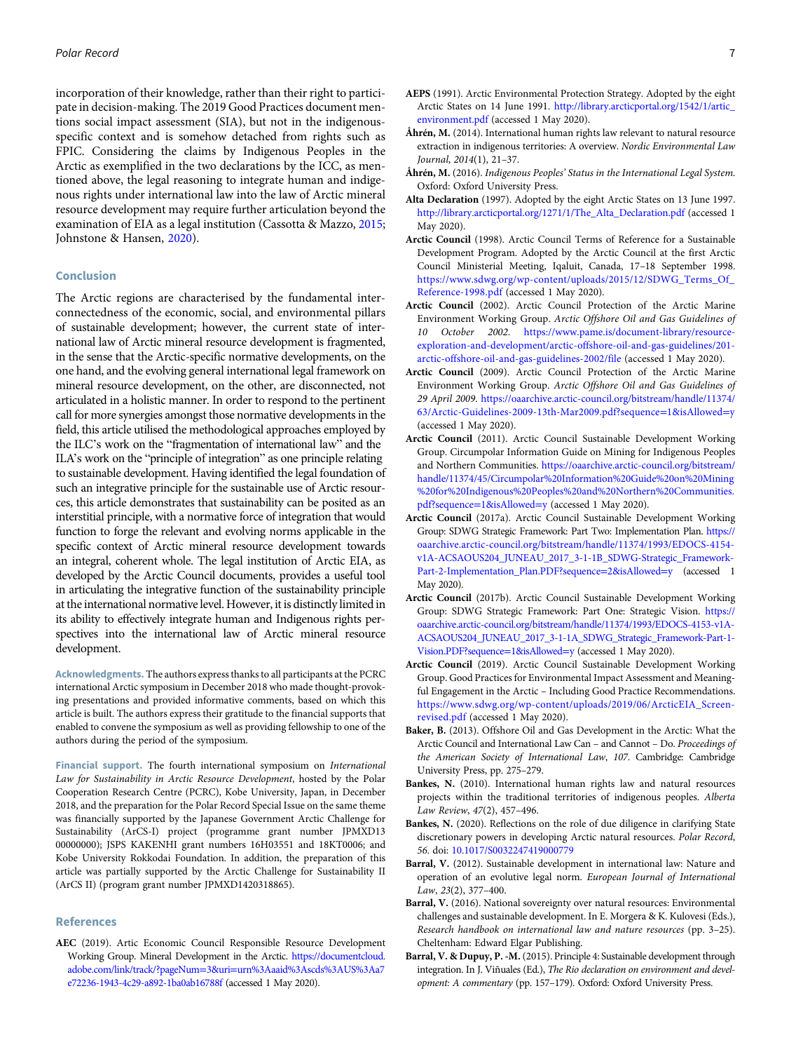incorporation of their knowledge, rather than their right to participate in decision-making. The 2019 Good Practices document mentions social impact assessment (SIA), but not in the indigenous-specific context and is somehow detached from rights such as FPIC. Considering the claims by Indigenous Peoples in the Arctic as exemplified in the two declarations by the ICC, as mentioned above, the legal reasoning to integrate human and indigenous rights under international law into the law of Arctic mineral resource development may require further articulation beyond the examination of EIA as a legal institution (Cassotta & Mazzo, 2015; Johnstone & Hansen, 2020).

## Conclusion

The Arctic regions are characterised by the fundamental interconnectedness of the economic, social, and environmental pillars of sustainable development; however, the current state of international law of Arctic mineral resource development is fragmented, in the sense that the Arctic-specific normative developments, on the one hand, and the evolving general international legal framework on mineral resource development, on the other, are disconnected, not articulated in a holistic manner. In order to respond to the pertinent call for more synergies amongst those normative developments in the field, this article utilised the methodological approaches employed by the ILC's work on the "fragmentation of international law" and the ILA's work on the "principle of integration" as one principle relating to sustainable development. Having identified the legal foundation of such an integrative principle for the sustainable use of Arctic resources, this article demonstrates that sustainability can be posited as an interstitial principle, with a normative force of integration that would function to forge the relevant and evolving norms applicable in the specific context of Arctic mineral resource development towards an integral, coherent whole. The legal institution of Arctic EIA, as developed by the Arctic Council documents, provides a useful tool in articulating the integrative function of the sustainability principle at the international normative level. However, it is distinctly limited in its ability to effectively integrate human and Indigenous rights perspectives into the international law of Arctic mineral resource development.

**Acknowledgments.** The authors express thanks to all participants at the PCRC international Arctic symposium in December 2018 who made thought-provoking presentations and provided informative comments, based on which this article is built. The authors express their gratitude to the financial supports that enabled to convene the symposium as well as providing fellowship to one of the authors during the period of the symposium.

**Financial support.** The fourth international symposium on *International Law for Sustainability in Arctic Resource Development*, hosted by the Polar Cooperation Research Centre (PCRC), Kobe University, Japan, in December 2018, and the preparation for the Polar Record Special Issue on the same theme was financially supported by the Japanese Government Arctic Challenge for Sustainability (ArCS-I) project (programme grant number JPMXD13 00000000); JSPS KAKENHI grant numbers 16H03551 and 18KT0006; and Kobe University Rokkodai Foundation. In addition, the preparation of this article was partially supported by the Arctic Challenge for Sustainability II (ArCS II) (program grant number JPMXD1420318865).

## References

**AEC** (2019). Artic Economic Council Responsible Resource Development Working Group. Mineral Development in the Arctic. https://documentcloud.adobe.com/link/track/?pageNum=3&uri=urn%3Aaaid%3Ascds%3AUS%3Aa7e72236-1943-4c29-a892-1ba0ab16788f (accessed 1 May 2020).

**AEPS** (1991). Arctic Environmental Protection Strategy. Adopted by the eight Arctic States on 14 June 1991. http://library.arcticportal.org/1542/1/artic_environment.pdf (accessed 1 May 2020).

**Åhrén, M.** (2014). International human rights law relevant to natural resource extraction in indigenous territories: A overview. *Nordic Environmental Law Journal*, *2014*(1), 21–37.

**Åhrén, M.** (2016). *Indigenous Peoples' Status in the International Legal System.* Oxford: Oxford University Press.

**Alta Declaration** (1997). Adopted by the eight Arctic States on 13 June 1997. http://library.arcticportal.org/1271/1/The_Alta_Declaration.pdf (accessed 1 May 2020).

**Arctic Council** (1998). Arctic Council Terms of Reference for a Sustainable Development Program. Adopted by the Arctic Council at the first Arctic Council Ministerial Meeting, Iqaluit, Canada, 17–18 September 1998. https://www.sdwg.org/wp-content/uploads/2015/12/SDWG_Terms_Of_Reference-1998.pdf (accessed 1 May 2020).

**Arctic Council** (2002). Arctic Council Protection of the Arctic Marine Environment Working Group. *Arctic Offshore Oil and Gas Guidelines of 10 October 2002.* https://www.pame.is/document-library/resource-exploration-and-development/arctic-offshore-oil-and-gas-guidelines/201-arctic-offshore-oil-and-gas-guidelines-2002/file (accessed 1 May 2020).

**Arctic Council** (2009). Arctic Council Protection of the Arctic Marine Environment Working Group. *Arctic Offshore Oil and Gas Guidelines of 29 April 2009.* https://oaarchive.arctic-council.org/bitstream/handle/11374/63/Arctic-Guidelines-2009-13th-Mar2009.pdf?sequence=1&isAllowed=y (accessed 1 May 2020).

**Arctic Council** (2011). Arctic Council Sustainable Development Working Group. Circumpolar Information Guide on Mining for Indigenous Peoples and Northern Communities. https://oaarchive.arctic-council.org/bitstream/handle/11374/45/Circumpolar%20Information%20Guide%20on%20Mining%20for%20Indigenous%20Peoples%20and%20Northern%20Communities.pdf?sequence=1&isAllowed=y (accessed 1 May 2020).

**Arctic Council** (2017a). Arctic Council Sustainable Development Working Group: SDWG Strategic Framework: Part Two: Implementation Plan. https://oaarchive.arctic-council.org/bitstream/handle/11374/1993/EDOCS-4154-v1A-ACSAOUS204_JUNEAU_2017_3-1-1B_SDWG-Strategic_Framework-Part-2-Implementation_Plan.PDF?sequence=2&isAllowed=y (accessed 1 May 2020).

**Arctic Council** (2017b). Arctic Council Sustainable Development Working Group: SDWG Strategic Framework: Part One: Strategic Vision. https://oaarchive.arctic-council.org/bitstream/handle/11374/1993/EDOCS-4153-v1A-ACSAOUS204_JUNEAU_2017_3-1-1A_SDWG_Strategic_Framework-Part-1-Vision.PDF?sequence=1&isAllowed=y (accessed 1 May 2020).

**Arctic Council** (2019). Arctic Council Sustainable Development Working Group. Good Practices for Environmental Impact Assessment and Meaningful Engagement in the Arctic – Including Good Practice Recommendations. https://www.sdwg.org/wp-content/uploads/2019/06/ArcticEIA_Screen-revised.pdf (accessed 1 May 2020).

**Baker, B.** (2013). Offshore Oil and Gas Development in the Arctic: What the Arctic Council and International Law Can – and Cannot – Do. *Proceedings of the American Society of International Law*, *107*. Cambridge: Cambridge University Press, pp. 275–279.

**Bankes, N.** (2010). International human rights law and natural resources projects within the traditional territories of indigenous peoples. *Alberta Law Review*, *47*(2), 457–496.

**Bankes, N.** (2020). Reflections on the role of due diligence in clarifying State discretionary powers in developing Arctic natural resources. *Polar Record*, *56*. doi: 10.1017/S0032247419000779

**Barral, V.** (2012). Sustainable development in international law: Nature and operation of an evolutive legal norm. *European Journal of International Law*, *23*(2), 377–400.

**Barral, V.** (2016). National sovereignty over natural resources: Environmental challenges and sustainable development. In E. Morgera & K. Kulovesi (Eds.), *Research handbook on international law and nature resources* (pp. 3–25). Cheltenham: Edward Elgar Publishing.

**Barral, V. & Dupuy, P. -M.** (2015). Principle 4: Sustainable development through integration. In J. Viñuales (Ed.), *The Rio declaration on environment and development: A commentary* (pp. 157–179). Oxford: Oxford University Press.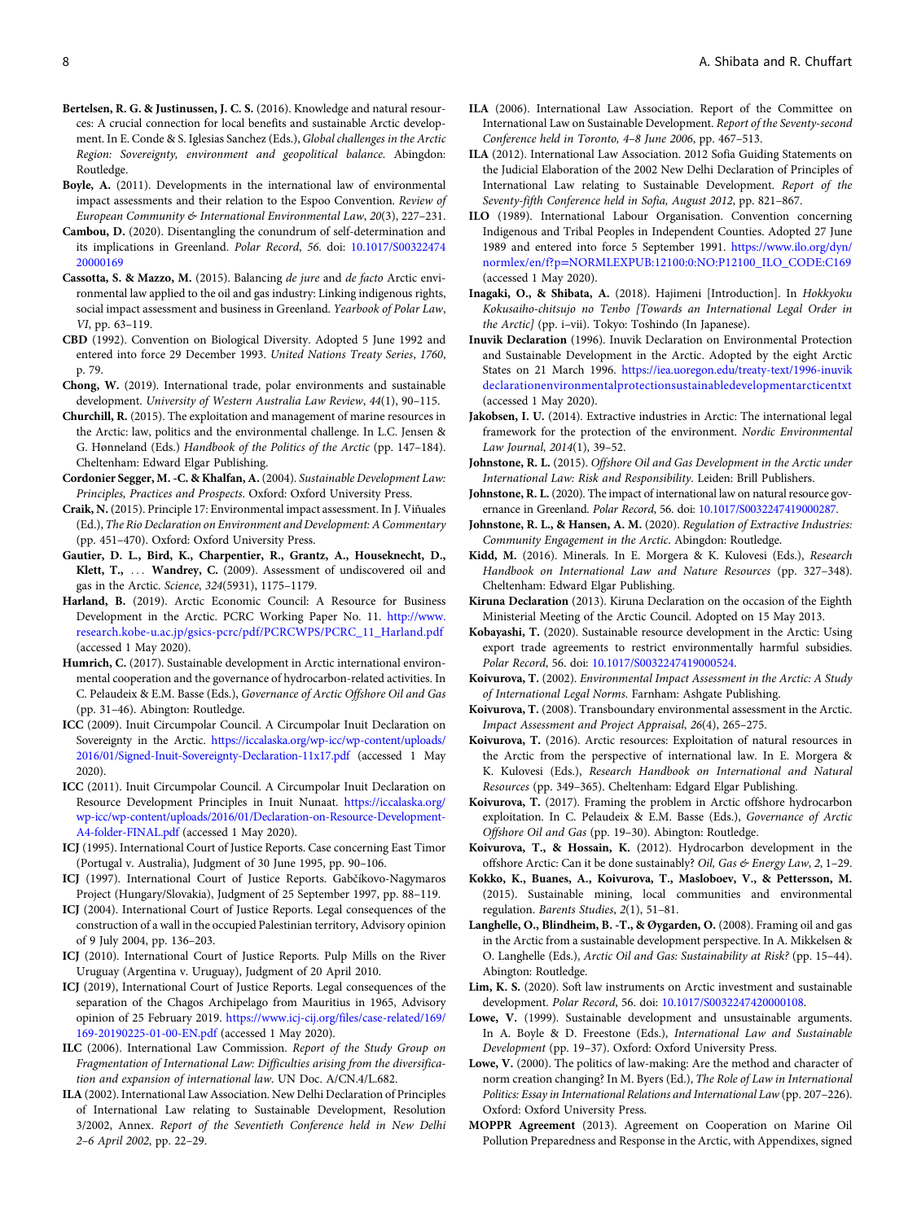**Bertelsen, R. G. & Justinussen, J. C. S.** (2016). Knowledge and natural resources: A crucial connection for local benefits and sustainable Arctic development. In E. Conde & S. Iglesias Sanchez (Eds.), *Global challenges in the Arctic Region: Sovereignty, environment and geopolitical balance*. Abingdon: Routledge.

**Boyle, A.** (2011). Developments in the international law of environmental impact assessments and their relation to the Espoo Convention. *Review of European Community & International Environmental Law*, *20*(3), 227–231.

**Cambou, D.** (2020). Disentangling the conundrum of self-determination and its implications in Greenland. *Polar Record*, *56*. doi: 10.1017/S0032247420000169

**Cassotta, S. & Mazzo, M.** (2015). Balancing *de jure* and *de facto* Arctic environmental law applied to the oil and gas industry: Linking indigenous rights, social impact assessment and business in Greenland. *Yearbook of Polar Law*, *VI*, pp. 63–119.

**CBD** (1992). Convention on Biological Diversity. Adopted 5 June 1992 and entered into force 29 December 1993. *United Nations Treaty Series*, *1760*, p. 79.

**Chong, W.** (2019). International trade, polar environments and sustainable development. *University of Western Australia Law Review*, *44*(1), 90–115.

**Churchill, R.** (2015). The exploitation and management of marine resources in the Arctic: law, politics and the environmental challenge. In L.C. Jensen & G. Hønneland (Eds.) *Handbook of the Politics of the Arctic* (pp. 147–184). Cheltenham: Edward Elgar Publishing.

**Cordonier Segger, M. -C. & Khalfan, A.** (2004). *Sustainable Development Law: Principles, Practices and Prospects*. Oxford: Oxford University Press.

**Craik, N.** (2015). Principle 17: Environmental impact assessment. In J. Viñuales (Ed.), *The Rio Declaration on Environment and Development: A Commentary* (pp. 451–470). Oxford: Oxford University Press.

**Gautier, D. L., Bird, K., Charpentier, R., Grantz, A., Houseknecht, D., Klett, T., . . . Wandrey, C.** (2009). Assessment of undiscovered oil and gas in the Arctic. *Science*, *324*(5931), 1175–1179.

**Harland, B.** (2019). Arctic Economic Council: A Resource for Business Development in the Arctic. PCRC Working Paper No. 11. http://www.research.kobe-u.ac.jp/gsics-pcrc/pdf/PCRCWPS/PCRC_11_Harland.pdf (accessed 1 May 2020).

**Humrich, C.** (2017). Sustainable development in Arctic international environmental cooperation and the governance of hydrocarbon-related activities. In C. Pelaudeix & E.M. Basse (Eds.), *Governance of Arctic Offshore Oil and Gas* (pp. 31–46). Abingdon: Routledge.

**ICC** (2009). Inuit Circumpolar Council. A Circumpolar Inuit Declaration on Sovereignty in the Arctic. https://iccalaska.org/wp-icc/wp-content/uploads/2016/01/Signed-Inuit-Sovereignty-Declaration-11x17.pdf (accessed 1 May 2020).

**ICC** (2011). Inuit Circumpolar Council. A Circumpolar Inuit Declaration on Resource Development Principles in Inuit Nunaat. https://iccalaska.org/wp-icc/wp-content/uploads/2016/01/Declaration-on-Resource-Development-A4-folder-FINAL.pdf (accessed 1 May 2020).

**ICJ** (1995). International Court of Justice Reports. Case concerning East Timor (Portugal v. Australia), Judgment of 30 June 1995, pp. 90–106.

**ICJ** (1997). International Court of Justice Reports. Gabčíkovo-Nagymaros Project (Hungary/Slovakia), Judgment of 25 September 1997, pp. 88–119.

**ICJ** (2004). International Court of Justice Reports. Legal consequences of the construction of a wall in the occupied Palestinian territory, Advisory opinion of 9 July 2004, pp. 136–203.

**ICJ** (2010). International Court of Justice Reports. Pulp Mills on the River Uruguay (Argentina v. Uruguay), Judgment of 20 April 2010.

**ICJ** (2019), International Court of Justice Reports. Legal consequences of the separation of the Chagos Archipelago from Mauritius in 1965, Advisory opinion of 25 February 2019. https://www.icj-cij.org/files/case-related/169/169-20190225-01-00-EN.pdf (accessed 1 May 2020).

**ILC** (2006). International Law Commission. *Report of the Study Group on Fragmentation of International Law: Difficulties arising from the diversification and expansion of international law*. UN Doc. A/CN.4/L.682.

**ILA** (2002). International Law Association. New Delhi Declaration of Principles of International Law relating to Sustainable Development, Resolution 3/2002, Annex. *Report of the Seventieth Conference held in New Delhi 2–6 April 2002*, pp. 22–29.

**ILA** (2006). International Law Association. Report of the Committee on International Law on Sustainable Development. *Report of the Seventy-second Conference held in Toronto, 4–8 June 2006*, pp. 467–513.

**ILA** (2012). International Law Association. 2012 Sofia Guiding Statements on the Judicial Elaboration of the 2002 New Delhi Declaration of Principles of International Law relating to Sustainable Development. *Report of the Seventy-fifth Conference held in Sofia, August 2012*, pp. 821–867.

**ILO** (1989). International Labour Organisation. Convention concerning Indigenous and Tribal Peoples in Independent Counties. Adopted 27 June 1989 and entered into force 5 September 1991. https://www.ilo.org/dyn/normlex/en/f?p=NORMLEXPUB:12100:0:NO:P12100_ILO_CODE:C169 (accessed 1 May 2020).

**Inagaki, O., & Shibata, A.** (2018). Hajimeni [Introduction]. In *Hokkyoku Kokusaiho-chitsujo no Tenbo [Towards an International Legal Order in the Arctic]* (pp. i–vii). Tokyo: Toshindo (In Japanese).

**Inuvik Declaration** (1996). Inuvik Declaration on Environmental Protection and Sustainable Development in the Arctic. Adopted by the eight Arctic States on 21 March 1996. https://iea.uoregon.edu/treaty-text/1996-inuvikdeclarationenvironmentalprotectionsustainabledevelopmentarcticentxt (accessed 1 May 2020).

**Jakobsen, I. U.** (2014). Extractive industries in Arctic: The international legal framework for the protection of the environment. *Nordic Environmental Law Journal*, *2014*(1), 39–52.

**Johnstone, R. L.** (2015). *Offshore Oil and Gas Development in the Arctic under International Law: Risk and Responsibility*. Leiden: Brill Publishers.

**Johnstone, R. L.** (2020). The impact of international law on natural resource governance in Greenland. *Polar Record*, 56. doi: 10.1017/S0032247419000287.

**Johnstone, R. L., & Hansen, A. M.** (2020). *Regulation of Extractive Industries: Community Engagement in the Arctic*. Abingdon: Routledge.

**Kidd, M.** (2016). Minerals. In E. Morgera & K. Kulovesi (Eds.), *Research Handbook on International Law and Nature Resources* (pp. 327–348). Cheltenham: Edward Elgar Publishing.

**Kiruna Declaration** (2013). Kiruna Declaration on the occasion of the Eighth Ministerial Meeting of the Arctic Council. Adopted on 15 May 2013.

**Kobayashi, T.** (2020). Sustainable resource development in the Arctic: Using export trade agreements to restrict environmentally harmful subsidies. *Polar Record*, 56. doi: 10.1017/S0032247419000524.

**Koivurova, T.** (2002). *Environmental Impact Assessment in the Arctic: A Study of International Legal Norms*. Farnham: Ashgate Publishing.

**Koivurova, T.** (2008). Transboundary environmental assessment in the Arctic. *Impact Assessment and Project Appraisal*, *26*(4), 265–275.

**Koivurova, T.** (2016). Arctic resources: Exploitation of natural resources in the Arctic from the perspective of international law. In E. Morgera & K. Kulovesi (Eds.), *Research Handbook on International and Natural Resources* (pp. 349–365). Cheltenham: Edgard Elgar Publishing.

**Koivurova, T.** (2017). Framing the problem in Arctic offshore hydrocarbon exploitation. In C. Pelaudeix & E.M. Basse (Eds.), *Governance of Arctic Offshore Oil and Gas* (pp. 19–30). Abingdon: Routledge.

**Koivurova, T., & Hossain, K.** (2012). Hydrocarbon development in the offshore Arctic: Can it be done sustainably? *Oil, Gas & Energy Law*, *2*, 1–29.

**Kokko, K., Buanes, A., Koivurova, T., Masloboev, V., & Pettersson, M.** (2015). Sustainable mining, local communities and environmental regulation. *Barents Studies*, *2*(1), 51–81.

**Langhelle, O., Blindheim, B. -T., & Øygarden, O.** (2008). Framing oil and gas in the Arctic from a sustainable development perspective. In A. Mikkelsen & O. Langhelle (Eds.), *Arctic Oil and Gas: Sustainability at Risk?* (pp. 15–44). Abington: Routledge.

**Lim, K. S.** (2020). Soft law instruments on Arctic investment and sustainable development. *Polar Record*, 56. doi: 10.1017/S0032247420000108.

**Lowe, V.** (1999). Sustainable development and unsustainable arguments. In A. Boyle & D. Freestone (Eds.), *International Law and Sustainable Development* (pp. 19–37). Oxford: Oxford University Press.

**Lowe, V.** (2000). The politics of law-making: Are the method and character of norm creation changing? In M. Byers (Ed.), *The Role of Law in International Politics: Essay in International Relations and International Law* (pp. 207–226). Oxford: Oxford University Press.

**MOPPR Agreement** (2013). Agreement on Cooperation on Marine Oil Pollution Preparedness and Response in the Arctic, with Appendixes, signed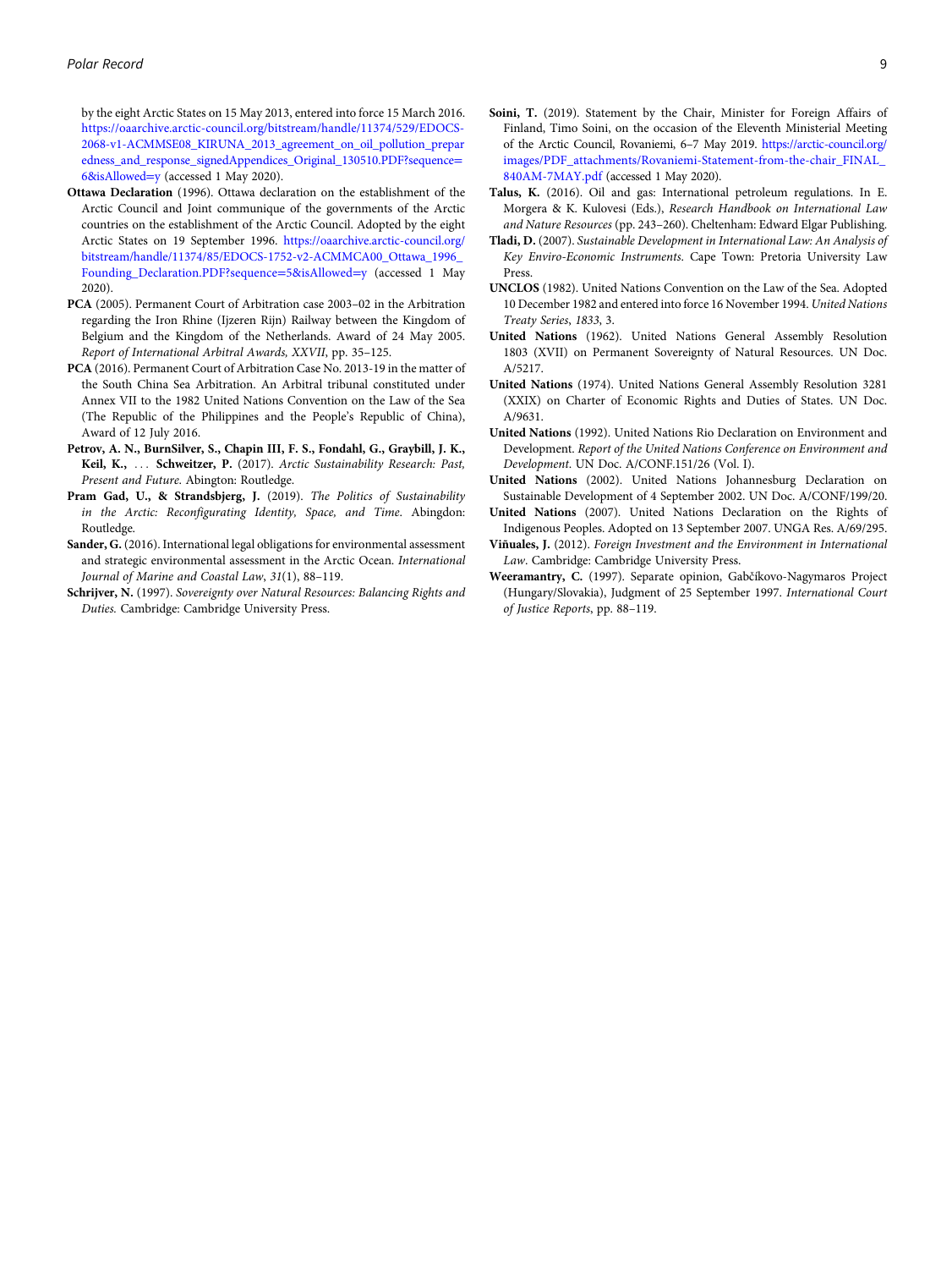by the eight Arctic States on 15 May 2013, entered into force 15 March 2016. https://oaarchive.arctic-council.org/bitstream/handle/11374/529/EDOCS-2068-v1-ACMMSE08_KIRUNA_2013_agreement_on_oil_pollution_preparedness_and_response_signedAppendices_Original_130510.PDF?sequence=6&isAllowed=y (accessed 1 May 2020).

**Ottawa Declaration** (1996). Ottawa declaration on the establishment of the Arctic Council and Joint communique of the governments of the Arctic countries on the establishment of the Arctic Council. Adopted by the eight Arctic States on 19 September 1996. https://oaarchive.arctic-council.org/bitstream/handle/11374/85/EDOCS-1752-v2-ACMMCA00_Ottawa_1996_Founding_Declaration.PDF?sequence=5&isAllowed=y (accessed 1 May 2020).

**PCA** (2005). Permanent Court of Arbitration case 2003–02 in the Arbitration regarding the Iron Rhine (Ijzeren Rijn) Railway between the Kingdom of Belgium and the Kingdom of the Netherlands. Award of 24 May 2005. *Report of International Arbitral Awards, XXVII*, pp. 35–125.

**PCA** (2016). Permanent Court of Arbitration Case No. 2013-19 in the matter of the South China Sea Arbitration. An Arbitral tribunal constituted under Annex VII to the 1982 United Nations Convention on the Law of the Sea (The Republic of the Philippines and the People's Republic of China), Award of 12 July 2016.

**Petrov, A. N., BurnSilver, S., Chapin III, F. S., Fondahl, G., Graybill, J. K., Keil, K., . . . Schweitzer, P.** (2017). *Arctic Sustainability Research: Past, Present and Future*. Abington: Routledge.

**Pram Gad, U., & Strandsbjerg, J.** (2019). *The Politics of Sustainability in the Arctic: Reconfigurating Identity, Space, and Time*. Abingdon: Routledge.

**Sander, G.** (2016). International legal obligations for environmental assessment and strategic environmental assessment in the Arctic Ocean. *International Journal of Marine and Coastal Law*, *31*(1), 88–119.

**Schrijver, N.** (1997). *Sovereignty over Natural Resources: Balancing Rights and Duties.* Cambridge: Cambridge University Press.

**Soini, T.** (2019). Statement by the Chair, Minister for Foreign Affairs of Finland, Timo Soini, on the occasion of the Eleventh Ministerial Meeting of the Arctic Council, Rovaniemi, 6–7 May 2019. https://arctic-council.org/images/PDF_attachments/Rovaniemi-Statement-from-the-chair_FINAL_840AM-7MAY.pdf (accessed 1 May 2020).

**Talus, K.** (2016). Oil and gas: International petroleum regulations. In E. Morgera & K. Kulovesi (Eds.), *Research Handbook on International Law and Nature Resources* (pp. 243–260). Cheltenham: Edward Elgar Publishing.

**Tladi, D.** (2007). *Sustainable Development in International Law: An Analysis of Key Enviro-Economic Instruments*. Cape Town: Pretoria University Law Press.

**UNCLOS** (1982). United Nations Convention on the Law of the Sea. Adopted 10 December 1982 and entered into force 16 November 1994. *United Nations Treaty Series*, *1833*, 3.

**United Nations** (1962). United Nations General Assembly Resolution 1803 (XVII) on Permanent Sovereignty of Natural Resources. UN Doc. A/5217.

**United Nations** (1974). United Nations General Assembly Resolution 3281 (XXIX) on Charter of Economic Rights and Duties of States. UN Doc. A/9631.

**United Nations** (1992). United Nations Rio Declaration on Environment and Development. *Report of the United Nations Conference on Environment and Development*. UN Doc. A/CONF.151/26 (Vol. I).

**United Nations** (2002). United Nations Johannesburg Declaration on Sustainable Development of 4 September 2002. UN Doc. A/CONF/199/20.

**United Nations** (2007). United Nations Declaration on the Rights of Indigenous Peoples. Adopted on 13 September 2007. UNGA Res. A/69/295.

**Viñuales, J.** (2012). *Foreign Investment and the Environment in International Law*. Cambridge: Cambridge University Press.

**Weeramantry, C.** (1997). Separate opinion, Gabčíkovo-Nagymaros Project (Hungary/Slovakia), Judgment of 25 September 1997. *International Court of Justice Reports*, pp. 88–119.